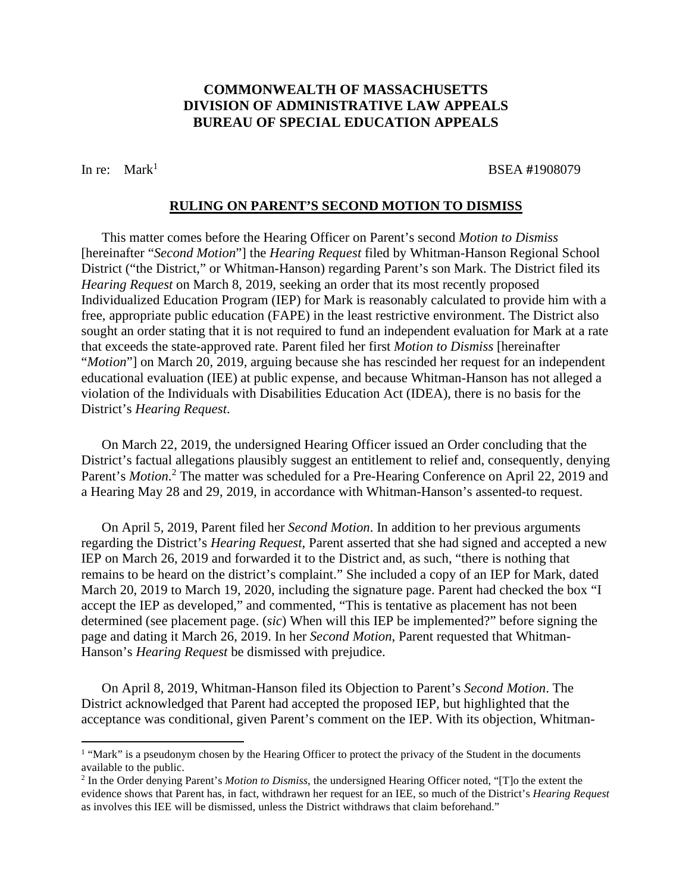**COMMONWEALTH OF MASSACHUSETTS**
**DIVISION OF ADMINISTRATIVE LAW APPEALS**
**BUREAU OF SPECIAL EDUCATION APPEALS**

In re: Mark[1] BSEA #1908079

**RULING ON PARENT'S SECOND MOTION TO DISMISS**

This matter comes before the Hearing Officer on Parent's second *Motion to Dismiss* [hereinafter "*Second Motion*"] the *Hearing Request* filed by Whitman-Hanson Regional School District ("the District," or Whitman-Hanson) regarding Parent's son Mark. The District filed its *Hearing Request* on March 8, 2019, seeking an order that its most recently proposed Individualized Education Program (IEP) for Mark is reasonably calculated to provide him with a free, appropriate public education (FAPE) in the least restrictive environment. The District also sought an order stating that it is not required to fund an independent evaluation for Mark at a rate that exceeds the state-approved rate. Parent filed her first *Motion to Dismiss* [hereinafter "*Motion*"] on March 20, 2019, arguing because she has rescinded her request for an independent educational evaluation (IEE) at public expense, and because Whitman-Hanson has not alleged a violation of the Individuals with Disabilities Education Act (IDEA), there is no basis for the District's *Hearing Request*.

On March 22, 2019, the undersigned Hearing Officer issued an Order concluding that the District's factual allegations plausibly suggest an entitlement to relief and, consequently, denying Parent's *Motion*.[2] The matter was scheduled for a Pre-Hearing Conference on April 22, 2019 and a Hearing May 28 and 29, 2019, in accordance with Whitman-Hanson's assented-to request.

On April 5, 2019, Parent filed her *Second Motion*. In addition to her previous arguments regarding the District's *Hearing Request*, Parent asserted that she had signed and accepted a new IEP on March 26, 2019 and forwarded it to the District and, as such, "there is nothing that remains to be heard on the district's complaint." She included a copy of an IEP for Mark, dated March 20, 2019 to March 19, 2020, including the signature page. Parent had checked the box "I accept the IEP as developed," and commented, "This is tentative as placement has not been determined (see placement page. (*sic*) When will this IEP be implemented?" before signing the page and dating it March 26, 2019. In her *Second Motion*, Parent requested that Whitman-Hanson's *Hearing Request* be dismissed with prejudice.

On April 8, 2019, Whitman-Hanson filed its Objection to Parent's *Second Motion*. The District acknowledged that Parent had accepted the proposed IEP, but highlighted that the acceptance was conditional, given Parent's comment on the IEP. With its objection, Whitman-

---

[1] "Mark" is a pseudonym chosen by the Hearing Officer to protect the privacy of the Student in the documents available to the public.

[2] In the Order denying Parent's *Motion to Dismiss*, the undersigned Hearing Officer noted, "[T]o the extent the evidence shows that Parent has, in fact, withdrawn her request for an IEE, so much of the District's *Hearing Request* as involves this IEE will be dismissed, unless the District withdraws that claim beforehand."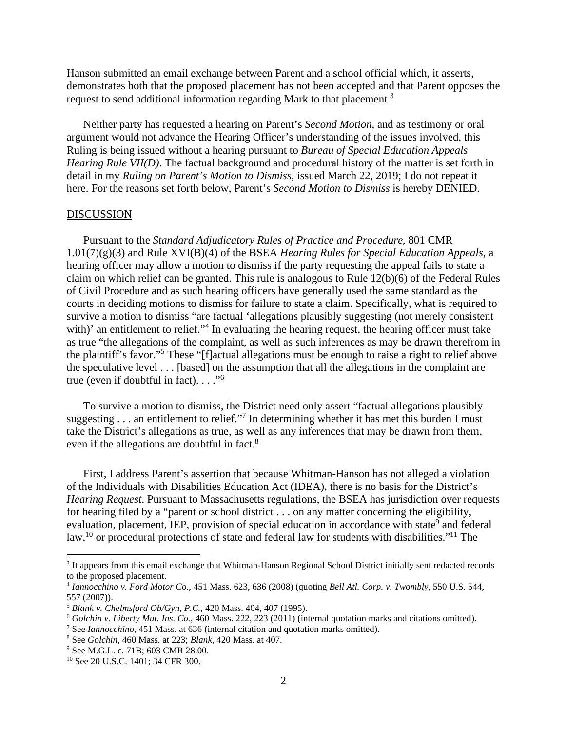Hanson submitted an email exchange between Parent and a school official which, it asserts, demonstrates both that the proposed placement has not been accepted and that Parent opposes the request to send additional information regarding Mark to that placement.[3]

Neither party has requested a hearing on Parent's *Second Motion*, and as testimony or oral argument would not advance the Hearing Officer's understanding of the issues involved, this Ruling is being issued without a hearing pursuant to *Bureau of Special Education Appeals Hearing Rule VII(D)*. The factual background and procedural history of the matter is set forth in detail in my *Ruling on Parent's Motion to Dismiss*, issued March 22, 2019; I do not repeat it here. For the reasons set forth below, Parent's *Second Motion to Dismiss* is hereby DENIED.

## DISCUSSION

Pursuant to the *Standard Adjudicatory Rules of Practice and Procedure*, 801 CMR 1.01(7)(g)(3) and Rule XVI(B)(4) of the BSEA *Hearing Rules for Special Education Appeals*, a hearing officer may allow a motion to dismiss if the party requesting the appeal fails to state a claim on which relief can be granted. This rule is analogous to Rule 12(b)(6) of the Federal Rules of Civil Procedure and as such hearing officers have generally used the same standard as the courts in deciding motions to dismiss for failure to state a claim. Specifically, what is required to survive a motion to dismiss "are factual 'allegations plausibly suggesting (not merely consistent with)' an entitlement to relief."[4] In evaluating the hearing request, the hearing officer must take as true "the allegations of the complaint, as well as such inferences as may be drawn therefrom in the plaintiff's favor."[5] These "[f]actual allegations must be enough to raise a right to relief above the speculative level . . . [based] on the assumption that all the allegations in the complaint are true (even if doubtful in fact). . . ."[6]

To survive a motion to dismiss, the District need only assert "factual allegations plausibly suggesting . . . an entitlement to relief."[7] In determining whether it has met this burden I must take the District's allegations as true, as well as any inferences that may be drawn from them, even if the allegations are doubtful in fact.[8]

First, I address Parent's assertion that because Whitman-Hanson has not alleged a violation of the Individuals with Disabilities Education Act (IDEA), there is no basis for the District's *Hearing Request*. Pursuant to Massachusetts regulations, the BSEA has jurisdiction over requests for hearing filed by a "parent or school district . . . on any matter concerning the eligibility, evaluation, placement, IEP, provision of special education in accordance with state[9] and federal law,[10] or procedural protections of state and federal law for students with disabilities."[11] The

---

[3] It appears from this email exchange that Whitman-Hanson Regional School District initially sent redacted records to the proposed placement.

[4] *Iannocchino v. Ford Motor Co.*, 451 Mass. 623, 636 (2008) (quoting *Bell Atl. Corp. v. Twombly*, 550 U.S. 544, 557 (2007)).

[5] *Blank v. Chelmsford Ob/Gyn, P.C.*, 420 Mass. 404, 407 (1995).

[6] *Golchin v. Liberty Mut. Ins. Co.*, 460 Mass. 222, 223 (2011) (internal quotation marks and citations omitted).

[7] See *Iannocchino*, 451 Mass. at 636 (internal citation and quotation marks omitted).

[8] See *Golchin*, 460 Mass. at 223; *Blank*, 420 Mass. at 407.

[9] See M.G.L. c. 71B; 603 CMR 28.00.

[10] See 20 U.S.C. 1401; 34 CFR 300.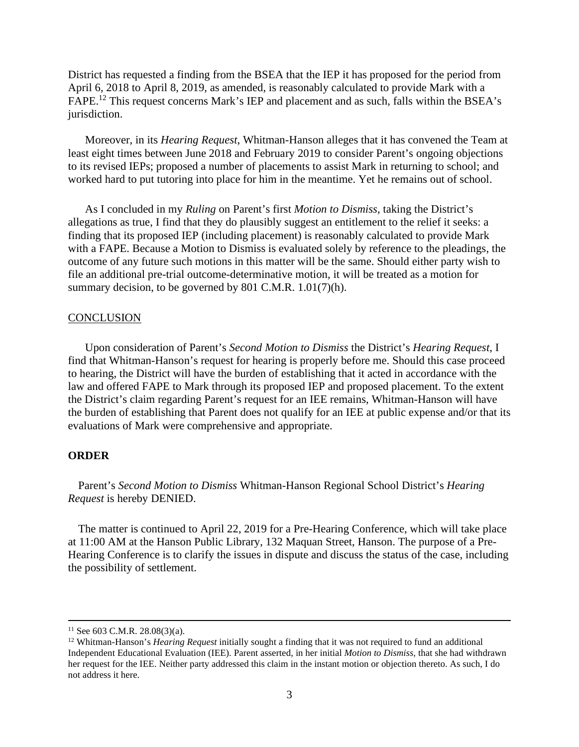District has requested a finding from the BSEA that the IEP it has proposed for the period from April 6, 2018 to April 8, 2019, as amended, is reasonably calculated to provide Mark with a FAPE.[12] This request concerns Mark's IEP and placement and as such, falls within the BSEA's jurisdiction.

Moreover, in its *Hearing Request*, Whitman-Hanson alleges that it has convened the Team at least eight times between June 2018 and February 2019 to consider Parent's ongoing objections to its revised IEPs; proposed a number of placements to assist Mark in returning to school; and worked hard to put tutoring into place for him in the meantime. Yet he remains out of school.

As I concluded in my *Ruling* on Parent's first *Motion to Dismiss*, taking the District's allegations as true, I find that they do plausibly suggest an entitlement to the relief it seeks: a finding that its proposed IEP (including placement) is reasonably calculated to provide Mark with a FAPE. Because a Motion to Dismiss is evaluated solely by reference to the pleadings, the outcome of any future such motions in this matter will be the same. Should either party wish to file an additional pre-trial outcome-determinative motion, it will be treated as a motion for summary decision, to be governed by 801 C.M.R. 1.01(7)(h).

## CONCLUSION

Upon consideration of Parent's *Second Motion to Dismiss* the District's *Hearing Request*, I find that Whitman-Hanson's request for hearing is properly before me. Should this case proceed to hearing, the District will have the burden of establishing that it acted in accordance with the law and offered FAPE to Mark through its proposed IEP and proposed placement. To the extent the District's claim regarding Parent's request for an IEE remains, Whitman-Hanson will have the burden of establishing that Parent does not qualify for an IEE at public expense and/or that its evaluations of Mark were comprehensive and appropriate.

## ORDER

Parent's *Second Motion to Dismiss* Whitman-Hanson Regional School District's *Hearing Request* is hereby DENIED.

The matter is continued to April 22, 2019 for a Pre-Hearing Conference, which will take place at 11:00 AM at the Hanson Public Library, 132 Maquan Street, Hanson. The purpose of a Pre-Hearing Conference is to clarify the issues in dispute and discuss the status of the case, including the possibility of settlement.

---

[11] See 603 C.M.R. 28.08(3)(a).

[12] Whitman-Hanson's *Hearing Request* initially sought a finding that it was not required to fund an additional Independent Educational Evaluation (IEE). Parent asserted, in her initial *Motion to Dismiss*, that she had withdrawn her request for the IEE. Neither party addressed this claim in the instant motion or objection thereto. As such, I do not address it here.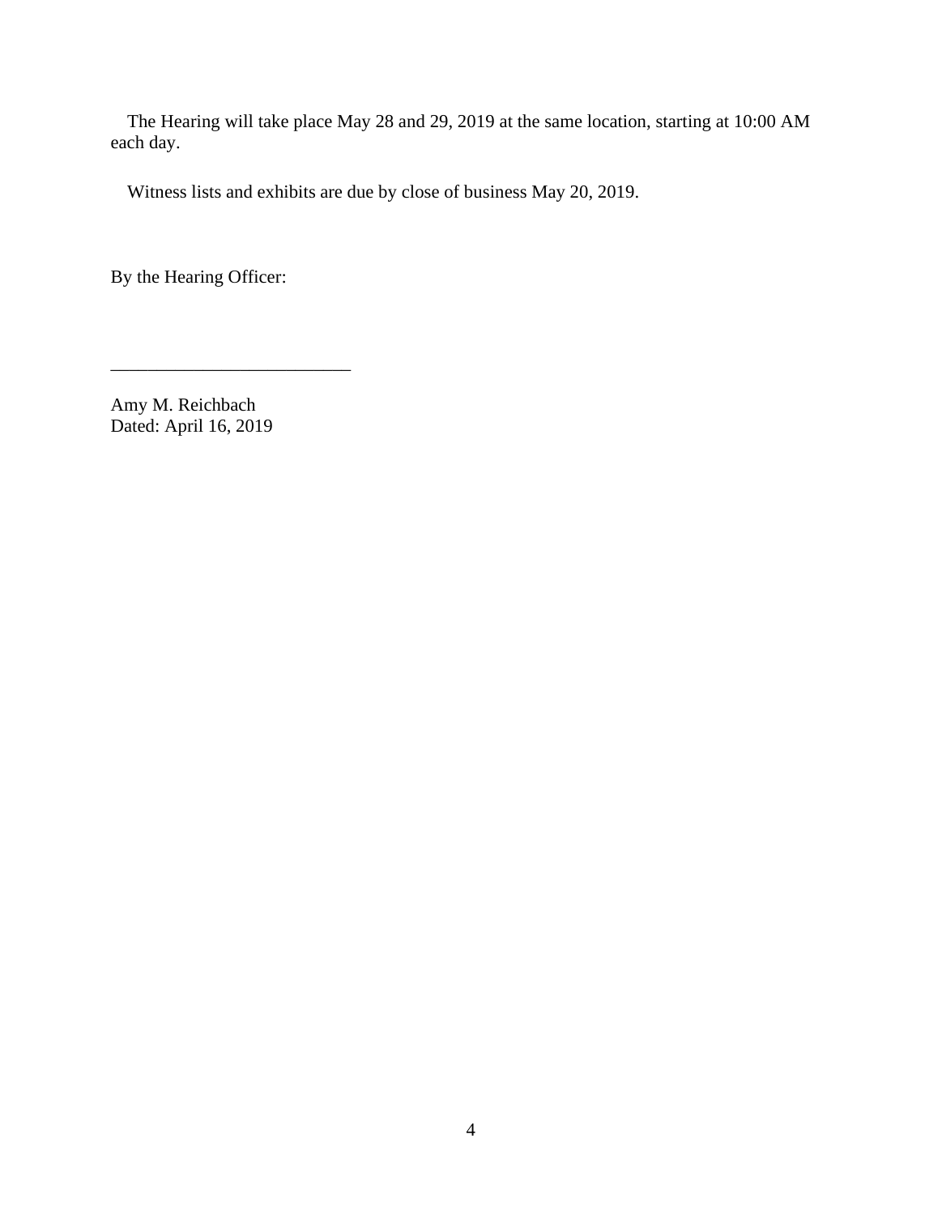The Hearing will take place May 28 and 29, 2019 at the same location, starting at 10:00 AM each day.

Witness lists and exhibits are due by close of business May 20, 2019.

By the Hearing Officer:

___________________________

Amy M. Reichbach
Dated: April 16, 2019